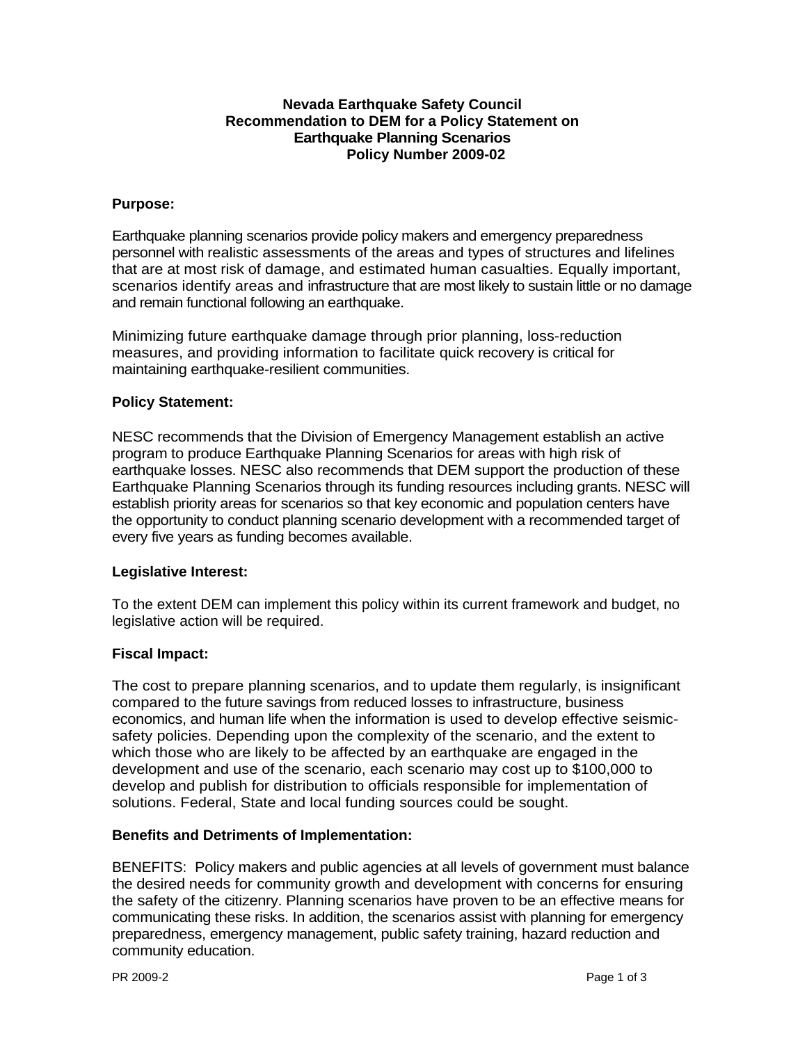# Nevada Earthquake Safety Council
## Recommendation to DEM for a Policy Statement on Earthquake Planning Scenarios
## Policy Number 2009-02

**Purpose:**

Earthquake planning scenarios provide policy makers and emergency preparedness personnel with realistic assessments of the areas and types of structures and lifelines that are at most risk of damage, and estimated human casualties. Equally important, scenarios identify areas and infrastructure that are most likely to sustain little or no damage and remain functional following an earthquake.

Minimizing future earthquake damage through prior planning, loss-reduction measures, and providing information to facilitate quick recovery is critical for maintaining earthquake-resilient communities.

**Policy Statement:**

NESC recommends that the Division of Emergency Management establish an active program to produce Earthquake Planning Scenarios for areas with high risk of earthquake losses. NESC also recommends that DEM support the production of these Earthquake Planning Scenarios through its funding resources including grants. NESC will establish priority areas for scenarios so that key economic and population centers have the opportunity to conduct planning scenario development with a recommended target of every five years as funding becomes available.

**Legislative Interest:**

To the extent DEM can implement this policy within its current framework and budget, no legislative action will be required.

**Fiscal Impact:**

The cost to prepare planning scenarios, and to update them regularly, is insignificant compared to the future savings from reduced losses to infrastructure, business economics, and human life when the information is used to develop effective seismic-safety policies. Depending upon the complexity of the scenario, and the extent to which those who are likely to be affected by an earthquake are engaged in the development and use of the scenario, each scenario may cost up to $100,000 to develop and publish for distribution to officials responsible for implementation of solutions. Federal, State and local funding sources could be sought.

**Benefits and Detriments of Implementation:**

BENEFITS: Policy makers and public agencies at all levels of government must balance the desired needs for community growth and development with concerns for ensuring the safety of the citizenry. Planning scenarios have proven to be an effective means for communicating these risks. In addition, the scenarios assist with planning for emergency preparedness, emergency management, public safety training, hazard reduction and community education.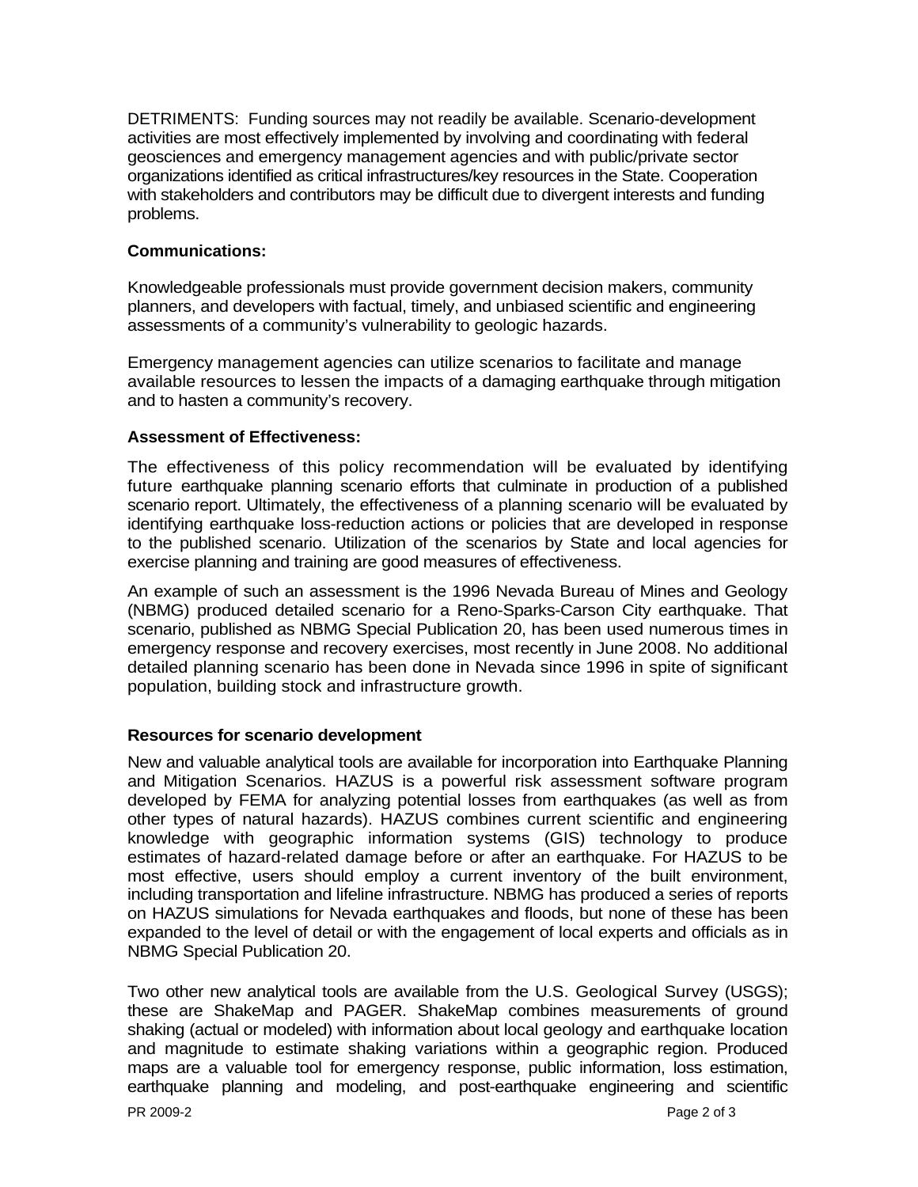DETRIMENTS: Funding sources may not readily be available. Scenario-development activities are most effectively implemented by involving and coordinating with federal geosciences and emergency management agencies and with public/private sector organizations identified as critical infrastructures/key resources in the State. Cooperation with stakeholders and contributors may be difficult due to divergent interests and funding problems.

**Communications:**

Knowledgeable professionals must provide government decision makers, community planners, and developers with factual, timely, and unbiased scientific and engineering assessments of a community's vulnerability to geologic hazards.

Emergency management agencies can utilize scenarios to facilitate and manage available resources to lessen the impacts of a damaging earthquake through mitigation and to hasten a community's recovery.

**Assessment of Effectiveness:**

The effectiveness of this policy recommendation will be evaluated by identifying future earthquake planning scenario efforts that culminate in production of a published scenario report. Ultimately, the effectiveness of a planning scenario will be evaluated by identifying earthquake loss-reduction actions or policies that are developed in response to the published scenario. Utilization of the scenarios by State and local agencies for exercise planning and training are good measures of effectiveness.

An example of such an assessment is the 1996 Nevada Bureau of Mines and Geology (NBMG) produced detailed scenario for a Reno-Sparks-Carson City earthquake. That scenario, published as NBMG Special Publication 20, has been used numerous times in emergency response and recovery exercises, most recently in June 2008. No additional detailed planning scenario has been done in Nevada since 1996 in spite of significant population, building stock and infrastructure growth.

**Resources for scenario development**

New and valuable analytical tools are available for incorporation into Earthquake Planning and Mitigation Scenarios. HAZUS is a powerful risk assessment software program developed by FEMA for analyzing potential losses from earthquakes (as well as from other types of natural hazards). HAZUS combines current scientific and engineering knowledge with geographic information systems (GIS) technology to produce estimates of hazard-related damage before or after an earthquake. For HAZUS to be most effective, users should employ a current inventory of the built environment, including transportation and lifeline infrastructure. NBMG has produced a series of reports on HAZUS simulations for Nevada earthquakes and floods, but none of these has been expanded to the level of detail or with the engagement of local experts and officials as in NBMG Special Publication 20.

Two other new analytical tools are available from the U.S. Geological Survey (USGS); these are ShakeMap and PAGER. ShakeMap combines measurements of ground shaking (actual or modeled) with information about local geology and earthquake location and magnitude to estimate shaking variations within a geographic region. Produced maps are a valuable tool for emergency response, public information, loss estimation, earthquake planning and modeling, and post-earthquake engineering and scientific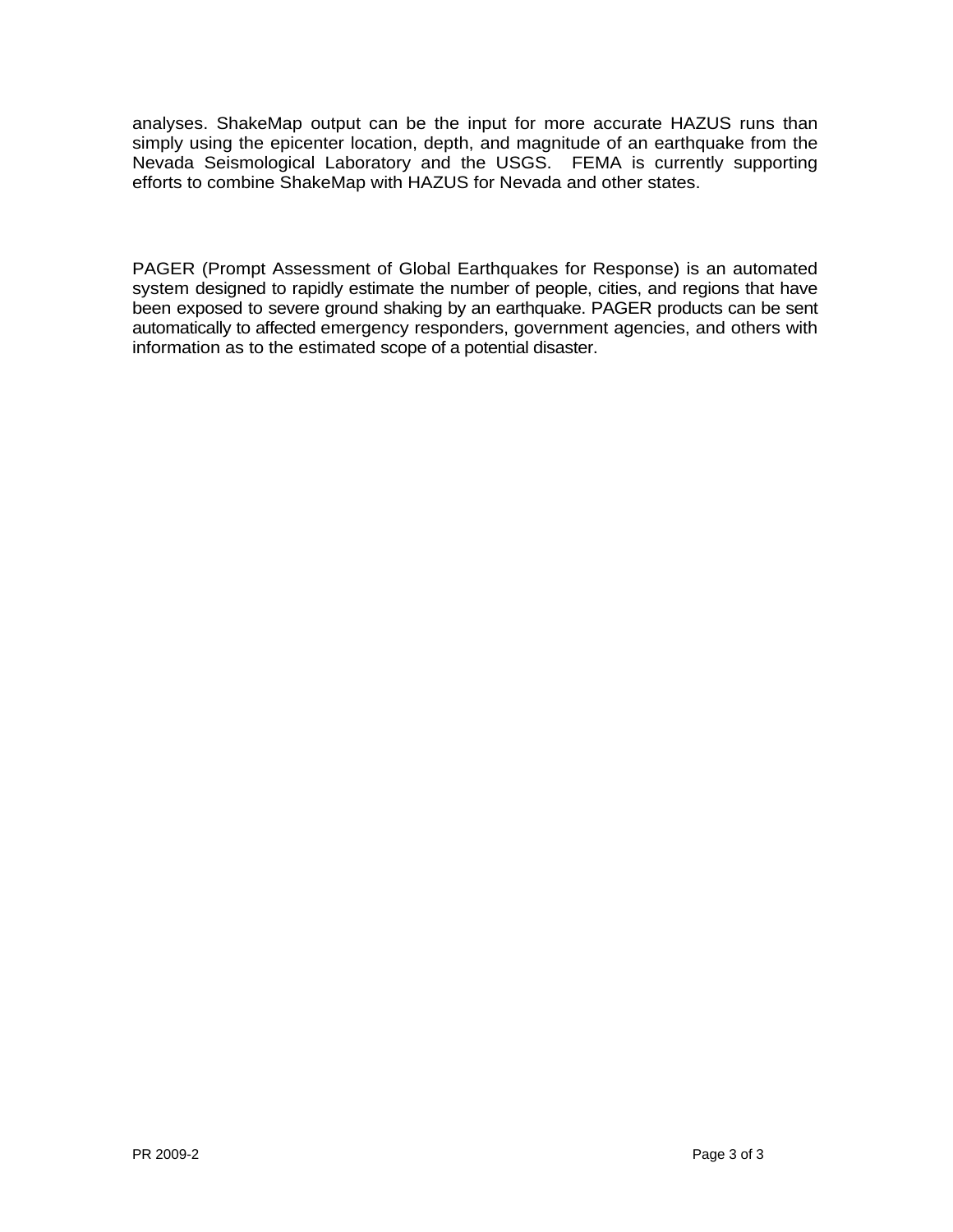analyses. ShakeMap output can be the input for more accurate HAZUS runs than simply using the epicenter location, depth, and magnitude of an earthquake from the Nevada Seismological Laboratory and the USGS. FEMA is currently supporting efforts to combine ShakeMap with HAZUS for Nevada and other states.

PAGER (Prompt Assessment of Global Earthquakes for Response) is an automated system designed to rapidly estimate the number of people, cities, and regions that have been exposed to severe ground shaking by an earthquake. PAGER products can be sent automatically to affected emergency responders, government agencies, and others with information as to the estimated scope of a potential disaster.